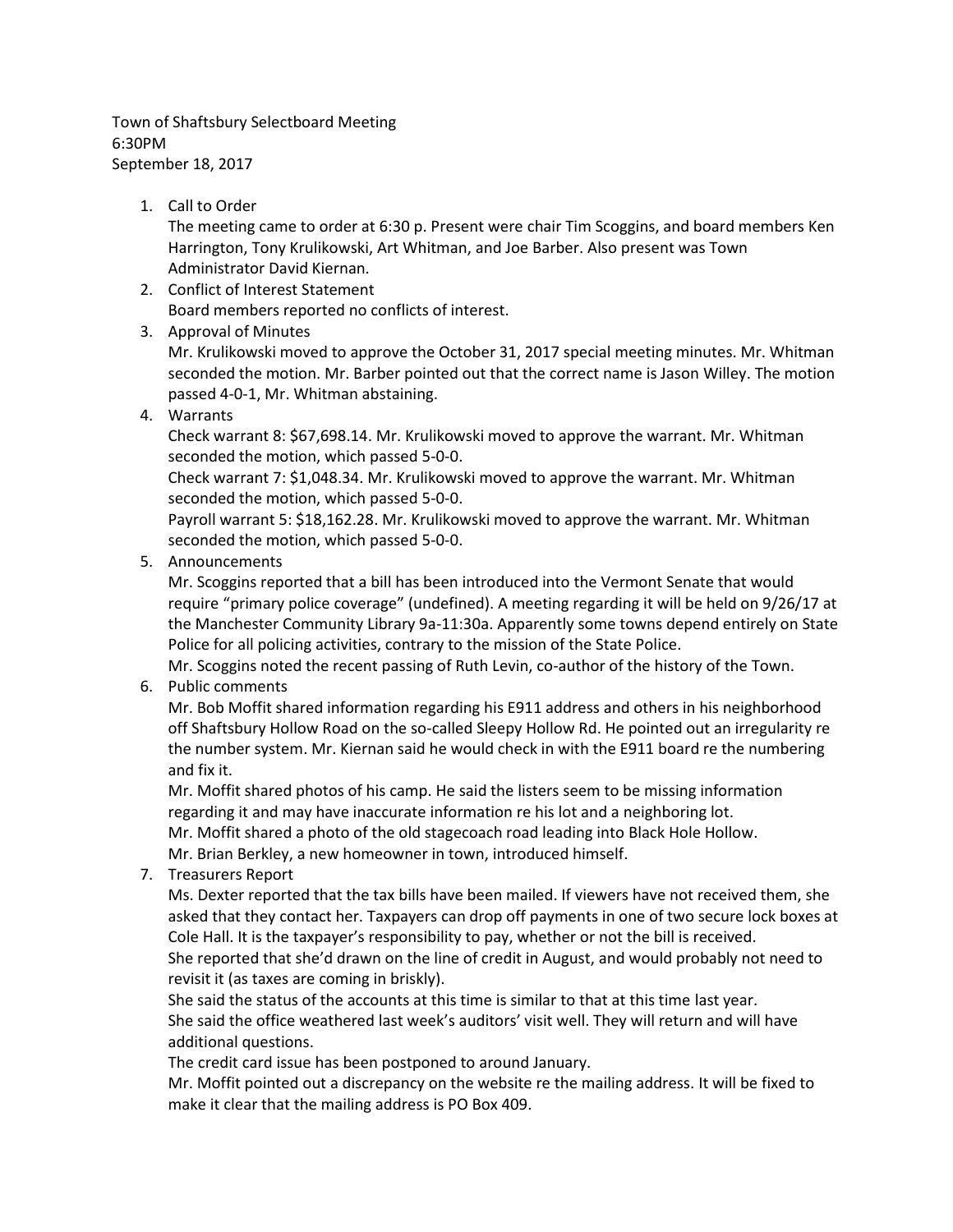Town of Shaftsbury Selectboard Meeting
6:30PM
September 18, 2017

1. Call to Order
   The meeting came to order at 6:30 p. Present were chair Tim Scoggins, and board members Ken Harrington, Tony Krulikowski, Art Whitman, and Joe Barber. Also present was Town Administrator David Kiernan.
2. Conflict of Interest Statement
   Board members reported no conflicts of interest.
3. Approval of Minutes
   Mr. Krulikowski moved to approve the October 31, 2017 special meeting minutes. Mr. Whitman seconded the motion. Mr. Barber pointed out that the correct name is Jason Willey. The motion passed 4-0-1, Mr. Whitman abstaining.
4. Warrants
   Check warrant 8: $67,698.14. Mr. Krulikowski moved to approve the warrant. Mr. Whitman seconded the motion, which passed 5-0-0.
   Check warrant 7: $1,048.34. Mr. Krulikowski moved to approve the warrant. Mr. Whitman seconded the motion, which passed 5-0-0.
   Payroll warrant 5: $18,162.28. Mr. Krulikowski moved to approve the warrant. Mr. Whitman seconded the motion, which passed 5-0-0.
5. Announcements
   Mr. Scoggins reported that a bill has been introduced into the Vermont Senate that would require "primary police coverage" (undefined). A meeting regarding it will be held on 9/26/17 at the Manchester Community Library 9a-11:30a. Apparently some towns depend entirely on State Police for all policing activities, contrary to the mission of the State Police.
   Mr. Scoggins noted the recent passing of Ruth Levin, co-author of the history of the Town.
6. Public comments
   Mr. Bob Moffit shared information regarding his E911 address and others in his neighborhood off Shaftsbury Hollow Road on the so-called Sleepy Hollow Rd. He pointed out an irregularity re the number system. Mr. Kiernan said he would check in with the E911 board re the numbering and fix it.
   Mr. Moffit shared photos of his camp. He said the listers seem to be missing information regarding it and may have inaccurate information re his lot and a neighboring lot.
   Mr. Moffit shared a photo of the old stagecoach road leading into Black Hole Hollow.
   Mr. Brian Berkley, a new homeowner in town, introduced himself.
7. Treasurers Report
   Ms. Dexter reported that the tax bills have been mailed. If viewers have not received them, she asked that they contact her. Taxpayers can drop off payments in one of two secure lock boxes at Cole Hall. It is the taxpayer's responsibility to pay, whether or not the bill is received.
   She reported that she'd drawn on the line of credit in August, and would probably not need to revisit it (as taxes are coming in briskly).
   She said the status of the accounts at this time is similar to that at this time last year.
   She said the office weathered last week's auditors' visit well. They will return and will have additional questions.
   The credit card issue has been postponed to around January.
   Mr. Moffit pointed out a discrepancy on the website re the mailing address. It will be fixed to make it clear that the mailing address is PO Box 409.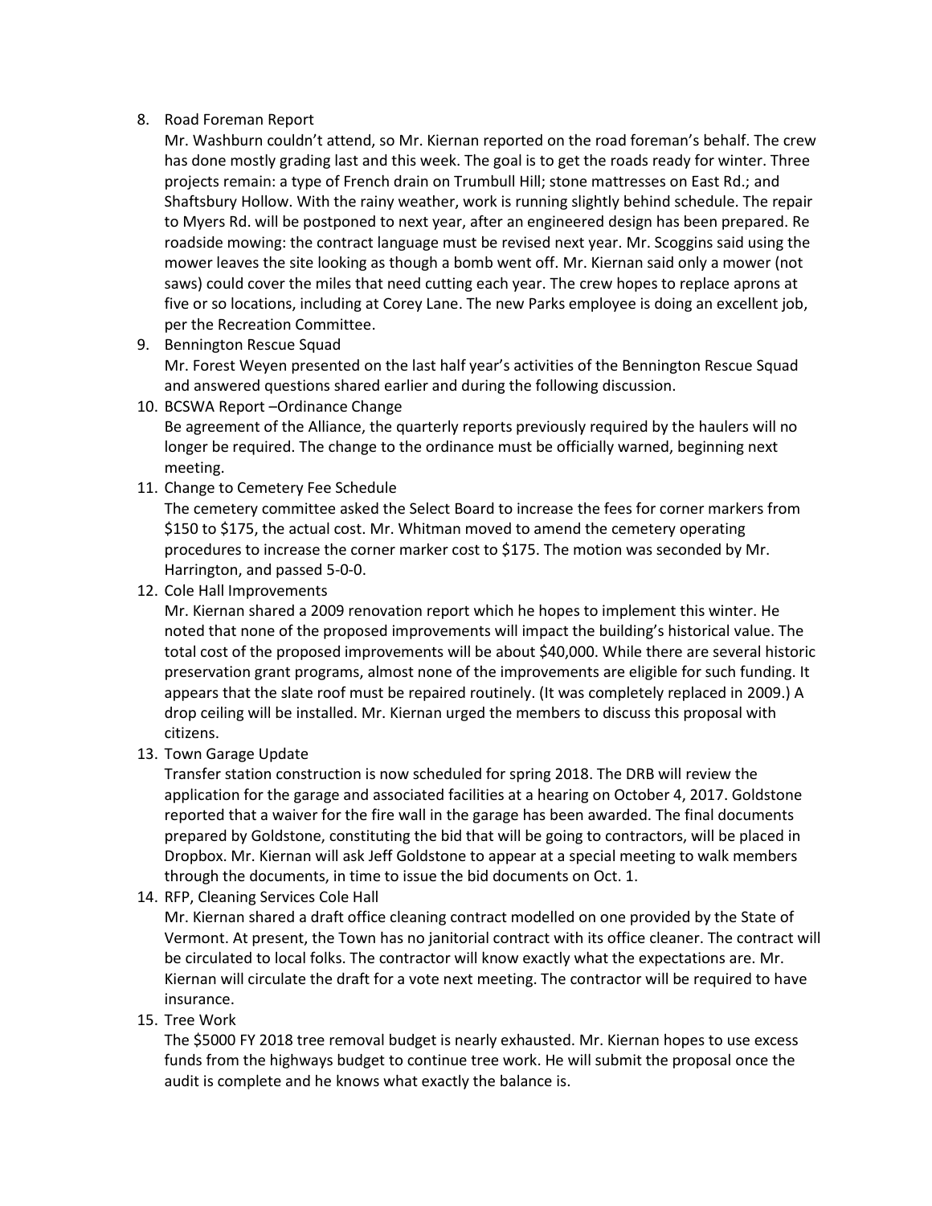8. Road Foreman Report

   Mr. Washburn couldn't attend, so Mr. Kiernan reported on the road foreman's behalf. The crew has done mostly grading last and this week. The goal is to get the roads ready for winter. Three projects remain: a type of French drain on Trumbull Hill; stone mattresses on East Rd.; and Shaftsbury Hollow. With the rainy weather, work is running slightly behind schedule. The repair to Myers Rd. will be postponed to next year, after an engineered design has been prepared. Re roadside mowing: the contract language must be revised next year. Mr. Scoggins said using the mower leaves the site looking as though a bomb went off. Mr. Kiernan said only a mower (not saws) could cover the miles that need cutting each year. The crew hopes to replace aprons at five or so locations, including at Corey Lane. The new Parks employee is doing an excellent job, per the Recreation Committee.

9. Bennington Rescue Squad

   Mr. Forest Weyen presented on the last half year's activities of the Bennington Rescue Squad and answered questions shared earlier and during the following discussion.

10. BCSWA Report –Ordinance Change

    Be agreement of the Alliance, the quarterly reports previously required by the haulers will no longer be required. The change to the ordinance must be officially warned, beginning next meeting.

11. Change to Cemetery Fee Schedule

    The cemetery committee asked the Select Board to increase the fees for corner markers from $150 to $175, the actual cost. Mr. Whitman moved to amend the cemetery operating procedures to increase the corner marker cost to $175. The motion was seconded by Mr. Harrington, and passed 5-0-0.

12. Cole Hall Improvements

    Mr. Kiernan shared a 2009 renovation report which he hopes to implement this winter. He noted that none of the proposed improvements will impact the building's historical value. The total cost of the proposed improvements will be about $40,000. While there are several historic preservation grant programs, almost none of the improvements are eligible for such funding. It appears that the slate roof must be repaired routinely. (It was completely replaced in 2009.) A drop ceiling will be installed. Mr. Kiernan urged the members to discuss this proposal with citizens.

13. Town Garage Update

    Transfer station construction is now scheduled for spring 2018. The DRB will review the application for the garage and associated facilities at a hearing on October 4, 2017. Goldstone reported that a waiver for the fire wall in the garage has been awarded. The final documents prepared by Goldstone, constituting the bid that will be going to contractors, will be placed in Dropbox. Mr. Kiernan will ask Jeff Goldstone to appear at a special meeting to walk members through the documents, in time to issue the bid documents on Oct. 1.

14. RFP, Cleaning Services Cole Hall

    Mr. Kiernan shared a draft office cleaning contract modelled on one provided by the State of Vermont. At present, the Town has no janitorial contract with its office cleaner. The contract will be circulated to local folks. The contractor will know exactly what the expectations are. Mr. Kiernan will circulate the draft for a vote next meeting. The contractor will be required to have insurance.

15. Tree Work

    The $5000 FY 2018 tree removal budget is nearly exhausted. Mr. Kiernan hopes to use excess funds from the highways budget to continue tree work. He will submit the proposal once the audit is complete and he knows what exactly the balance is.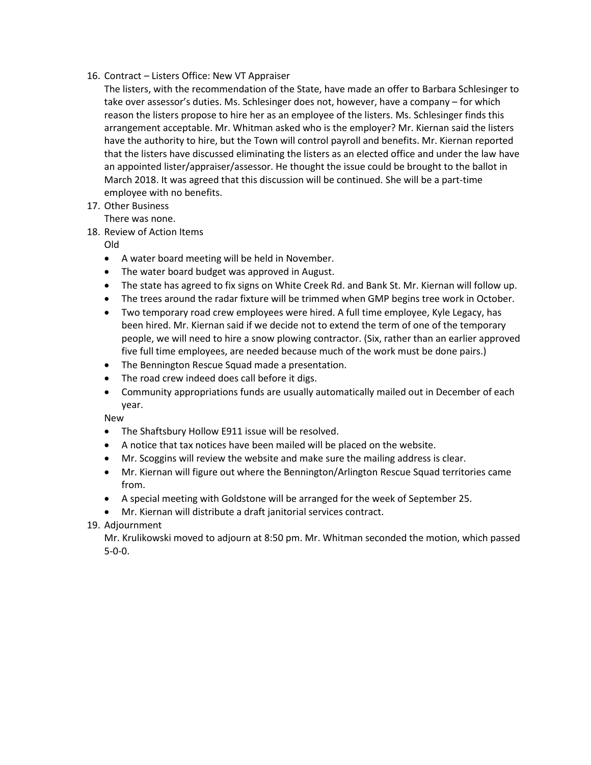16. Contract – Listers Office: New VT Appraiser
    The listers, with the recommendation of the State, have made an offer to Barbara Schlesinger to take over assessor's duties. Ms. Schlesinger does not, however, have a company – for which reason the listers propose to hire her as an employee of the listers. Ms. Schlesinger finds this arrangement acceptable. Mr. Whitman asked who is the employer? Mr. Kiernan said the listers have the authority to hire, but the Town will control payroll and benefits. Mr. Kiernan reported that the listers have discussed eliminating the listers as an elected office and under the law have an appointed lister/appraiser/assessor. He thought the issue could be brought to the ballot in March 2018. It was agreed that this discussion will be continued. She will be a part-time employee with no benefits.
17. Other Business
    There was none.
18. Review of Action Items
    Old
    - A water board meeting will be held in November.
    - The water board budget was approved in August.
    - The state has agreed to fix signs on White Creek Rd. and Bank St. Mr. Kiernan will follow up.
    - The trees around the radar fixture will be trimmed when GMP begins tree work in October.
    - Two temporary road crew employees were hired. A full time employee, Kyle Legacy, has been hired. Mr. Kiernan said if we decide not to extend the term of one of the temporary people, we will need to hire a snow plowing contractor. (Six, rather than an earlier approved five full time employees, are needed because much of the work must be done pairs.)
    - The Bennington Rescue Squad made a presentation.
    - The road crew indeed does call before it digs.
    - Community appropriations funds are usually automatically mailed out in December of each year.

    New
    - The Shaftsbury Hollow E911 issue will be resolved.
    - A notice that tax notices have been mailed will be placed on the website.
    - Mr. Scoggins will review the website and make sure the mailing address is clear.
    - Mr. Kiernan will figure out where the Bennington/Arlington Rescue Squad territories came from.
    - A special meeting with Goldstone will be arranged for the week of September 25.
    - Mr. Kiernan will distribute a draft janitorial services contract.
19. Adjournment
    Mr. Krulikowski moved to adjourn at 8:50 pm. Mr. Whitman seconded the motion, which passed 5-0-0.